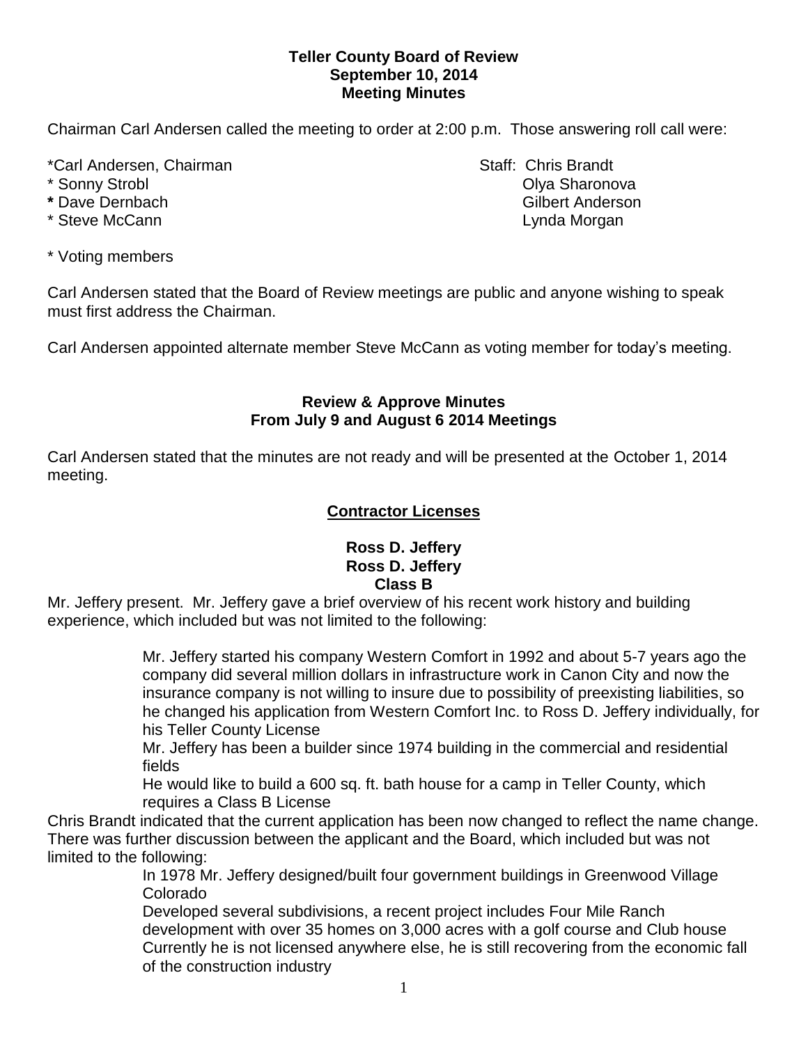**Teller County Board of Review**
**September 10, 2014**
**Meeting Minutes**

Chairman Carl Andersen called the meeting to order at 2:00 p.m. Those answering roll call were:

*Carl Andersen, Chairman
* Sonny Strobl
* Dave Dernbach
* Steve McCann

Staff: Chris Brandt
Olya Sharonova
Gilbert Anderson
Lynda Morgan

* Voting members

Carl Andersen stated that the Board of Review meetings are public and anyone wishing to speak must first address the Chairman.

Carl Andersen appointed alternate member Steve McCann as voting member for today's meeting.

## Review & Approve Minutes From July 9 and August 6 2014 Meetings

Carl Andersen stated that the minutes are not ready and will be presented at the October 1, 2014 meeting.

## Contractor Licenses

### Ross D. Jeffery
### Ross D. Jeffery
### Class B

Mr. Jeffery present. Mr. Jeffery gave a brief overview of his recent work history and building experience, which included but was not limited to the following:

> Mr. Jeffery started his company Western Comfort in 1992 and about 5-7 years ago the company did several million dollars in infrastructure work in Canon City and now the insurance company is not willing to insure due to possibility of preexisting liabilities, so he changed his application from Western Comfort Inc. to Ross D. Jeffery individually, for his Teller County License
>
> Mr. Jeffery has been a builder since 1974 building in the commercial and residential fields
>
> He would like to build a 600 sq. ft. bath house for a camp in Teller County, which requires a Class B License

Chris Brandt indicated that the current application has been now changed to reflect the name change. There was further discussion between the applicant and the Board, which included but was not limited to the following:

> In 1978 Mr. Jeffery designed/built four government buildings in Greenwood Village Colorado
>
> Developed several subdivisions, a recent project includes Four Mile Ranch development with over 35 homes on 3,000 acres with a golf course and Club house
>
> Currently he is not licensed anywhere else, he is still recovering from the economic fall of the construction industry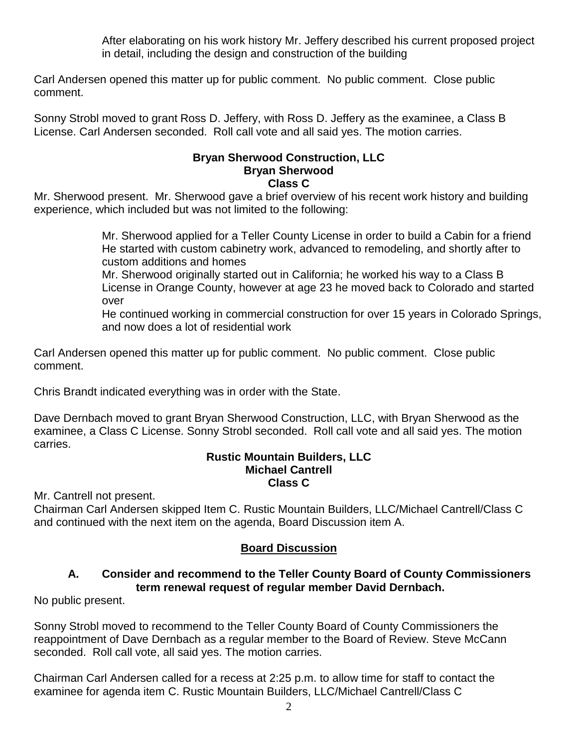After elaborating on his work history Mr. Jeffery described his current proposed project in detail, including the design and construction of the building

Carl Andersen opened this matter up for public comment. No public comment. Close public comment.

Sonny Strobl moved to grant Ross D. Jeffery, with Ross D. Jeffery as the examinee, a Class B License. Carl Andersen seconded. Roll call vote and all said yes. The motion carries.

**Bryan Sherwood Construction, LLC**
**Bryan Sherwood**
**Class C**

Mr. Sherwood present. Mr. Sherwood gave a brief overview of his recent work history and building experience, which included but was not limited to the following:

Mr. Sherwood applied for a Teller County License in order to build a Cabin for a friend
He started with custom cabinetry work, advanced to remodeling, and shortly after to custom additions and homes
Mr. Sherwood originally started out in California; he worked his way to a Class B License in Orange County, however at age 23 he moved back to Colorado and started over
He continued working in commercial construction for over 15 years in Colorado Springs, and now does a lot of residential work

Carl Andersen opened this matter up for public comment. No public comment. Close public comment.

Chris Brandt indicated everything was in order with the State.

Dave Dernbach moved to grant Bryan Sherwood Construction, LLC, with Bryan Sherwood as the examinee, a Class C License. Sonny Strobl seconded. Roll call vote and all said yes. The motion carries.

**Rustic Mountain Builders, LLC**
**Michael Cantrell**
**Class C**

Mr. Cantrell not present.
Chairman Carl Andersen skipped Item C. Rustic Mountain Builders, LLC/Michael Cantrell/Class C and continued with the next item on the agenda, Board Discussion item A.

## Board Discussion

**A. Consider and recommend to the Teller County Board of County Commissioners term renewal request of regular member David Dernbach.**

No public present.

Sonny Strobl moved to recommend to the Teller County Board of County Commissioners the reappointment of Dave Dernbach as a regular member to the Board of Review. Steve McCann seconded. Roll call vote, all said yes. The motion carries.

Chairman Carl Andersen called for a recess at 2:25 p.m. to allow time for staff to contact the examinee for agenda item C. Rustic Mountain Builders, LLC/Michael Cantrell/Class C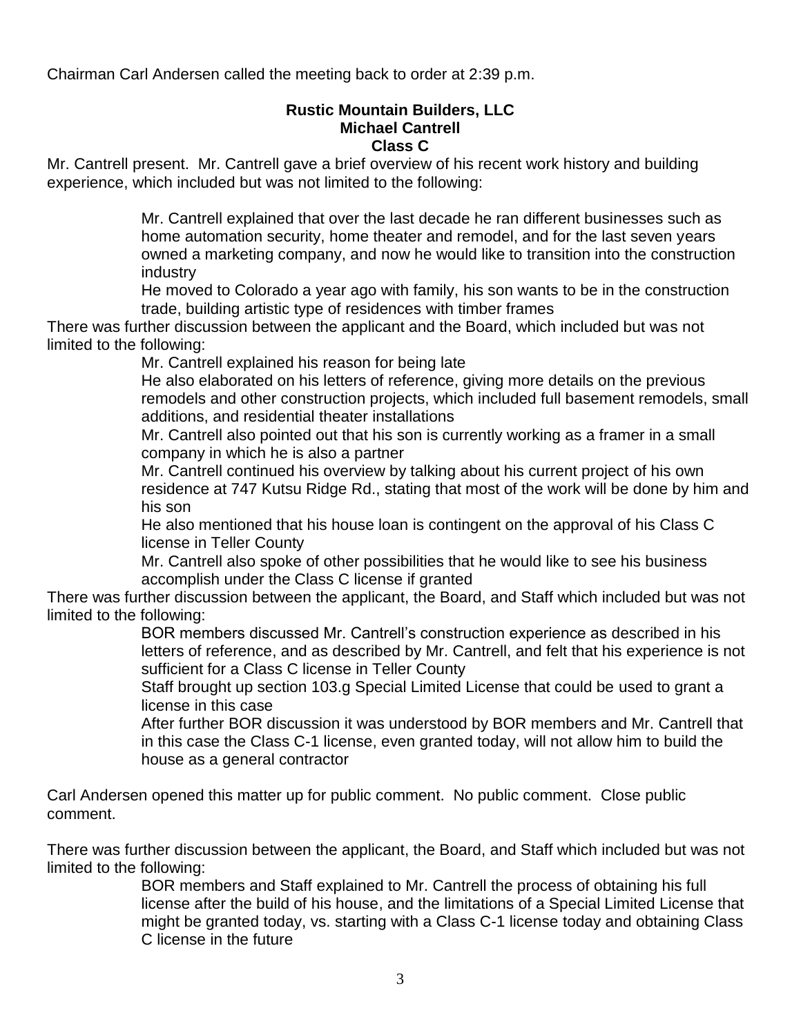Chairman Carl Andersen called the meeting back to order at 2:39 p.m.

**Rustic Mountain Builders, LLC**
**Michael Cantrell**
**Class C**

Mr. Cantrell present. Mr. Cantrell gave a brief overview of his recent work history and building experience, which included but was not limited to the following:

> Mr. Cantrell explained that over the last decade he ran different businesses such as home automation security, home theater and remodel, and for the last seven years owned a marketing company, and now he would like to transition into the construction industry
>
> He moved to Colorado a year ago with family, his son wants to be in the construction trade, building artistic type of residences with timber frames

There was further discussion between the applicant and the Board, which included but was not limited to the following:

> Mr. Cantrell explained his reason for being late
>
> He also elaborated on his letters of reference, giving more details on the previous remodels and other construction projects, which included full basement remodels, small additions, and residential theater installations
>
> Mr. Cantrell also pointed out that his son is currently working as a framer in a small company in which he is also a partner
>
> Mr. Cantrell continued his overview by talking about his current project of his own residence at 747 Kutsu Ridge Rd., stating that most of the work will be done by him and his son
>
> He also mentioned that his house loan is contingent on the approval of his Class C license in Teller County
>
> Mr. Cantrell also spoke of other possibilities that he would like to see his business accomplish under the Class C license if granted

There was further discussion between the applicant, the Board, and Staff which included but was not limited to the following:

> BOR members discussed Mr. Cantrell's construction experience as described in his letters of reference, and as described by Mr. Cantrell, and felt that his experience is not sufficient for a Class C license in Teller County
>
> Staff brought up section 103.g Special Limited License that could be used to grant a license in this case
>
> After further BOR discussion it was understood by BOR members and Mr. Cantrell that in this case the Class C-1 license, even granted today, will not allow him to build the house as a general contractor

Carl Andersen opened this matter up for public comment. No public comment. Close public comment.

There was further discussion between the applicant, the Board, and Staff which included but was not limited to the following:

> BOR members and Staff explained to Mr. Cantrell the process of obtaining his full license after the build of his house, and the limitations of a Special Limited License that might be granted today, vs. starting with a Class C-1 license today and obtaining Class C license in the future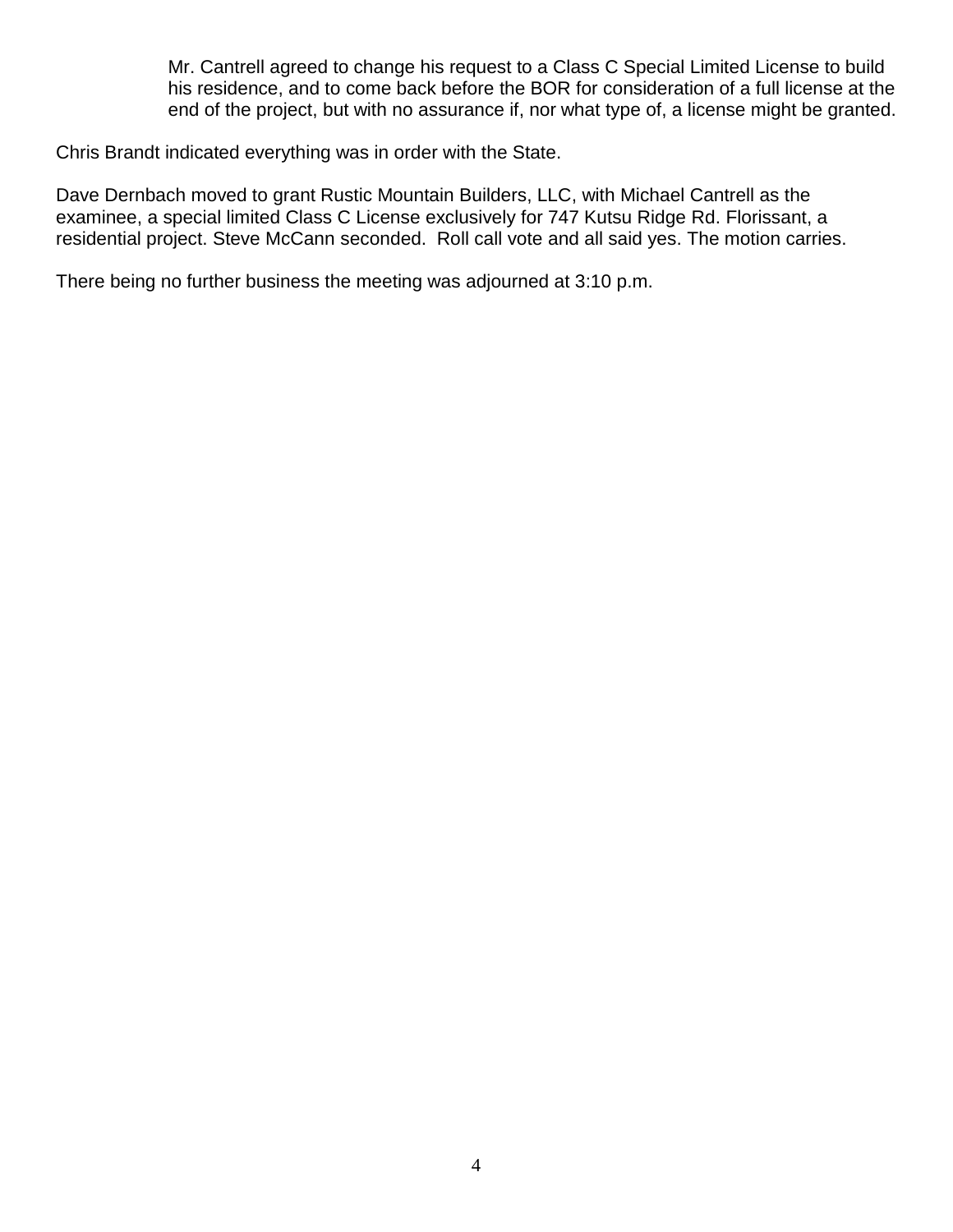Mr. Cantrell agreed to change his request to a Class C Special Limited License to build his residence, and to come back before the BOR for consideration of a full license at the end of the project, but with no assurance if, nor what type of, a license might be granted.

Chris Brandt indicated everything was in order with the State.

Dave Dernbach moved to grant Rustic Mountain Builders, LLC, with Michael Cantrell as the examinee, a special limited Class C License exclusively for 747 Kutsu Ridge Rd. Florissant, a residential project. Steve McCann seconded. Roll call vote and all said yes. The motion carries.

There being no further business the meeting was adjourned at 3:10 p.m.